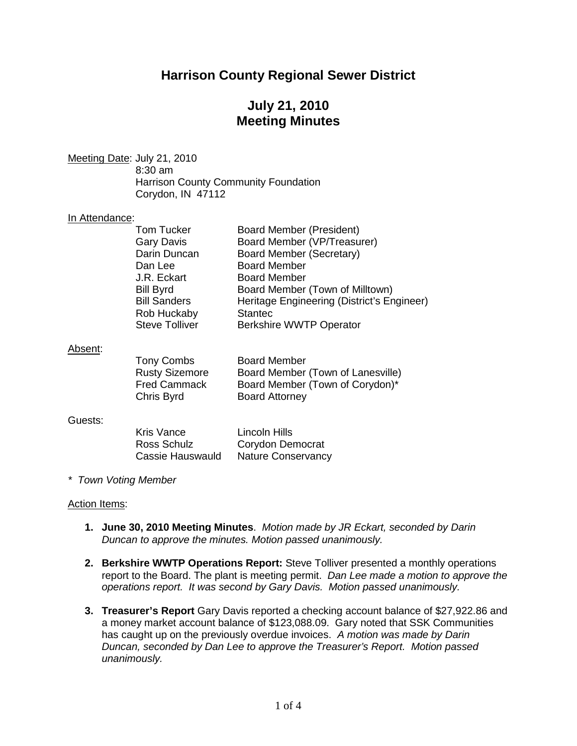# Harrison County Regional Sewer District

## July 21, 2010
## Meeting Minutes

Meeting Date: July 21, 2010
8:30 am
Harrison County Community Foundation
Corydon, IN 47112

In Attendance:

| | |
|---|---|
| Tom Tucker | Board Member (President) |
| Gary Davis | Board Member (VP/Treasurer) |
| Darin Duncan | Board Member (Secretary) |
| Dan Lee | Board Member |
| J.R. Eckart | Board Member |
| Bill Byrd | Board Member (Town of Milltown) |
| Bill Sanders | Heritage Engineering (District's Engineer) |
| Rob Huckaby | Stantec |
| Steve Tolliver | Berkshire WWTP Operator |

Absent:

| | |
|---|---|
| Tony Combs | Board Member |
| Rusty Sizemore | Board Member (Town of Lanesville) |
| Fred Cammack | Board Member (Town of Corydon)* |
| Chris Byrd | Board Attorney |

Guests:

| | |
|---|---|
| Kris Vance | Lincoln Hills |
| Ross Schulz | Corydon Democrat |
| Cassie Hauswauld | Nature Conservancy |

*\* Town Voting Member*

Action Items:

1. **June 30, 2010 Meeting Minutes**. *Motion made by JR Eckart, seconded by Darin Duncan to approve the minutes. Motion passed unanimously.*

2. **Berkshire WWTP Operations Report:** Steve Tolliver presented a monthly operations report to the Board. The plant is meeting permit. *Dan Lee made a motion to approve the operations report. It was second by Gary Davis. Motion passed unanimously.*

3. **Treasurer's Report** Gary Davis reported a checking account balance of $27,922.86 and a money market account balance of $123,088.09. Gary noted that SSK Communities has caught up on the previously overdue invoices. *A motion was made by Darin Duncan, seconded by Dan Lee to approve the Treasurer's Report. Motion passed unanimously.*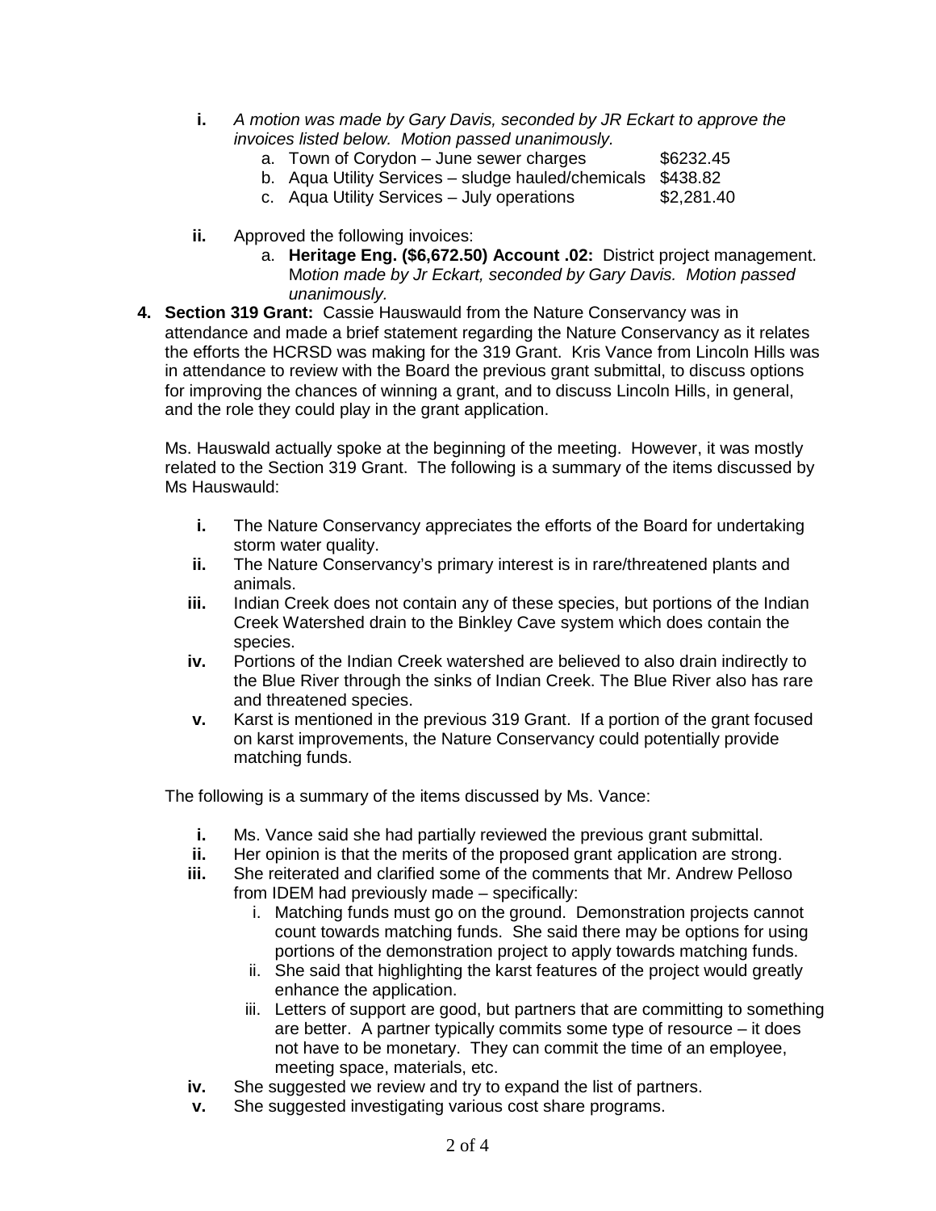**i.** *A motion was made by Gary Davis, seconded by JR Eckart to approve the invoices listed below. Motion passed unanimously.*

a. Town of Corydon – June sewer charges $6232.45
b. Aqua Utility Services – sludge hauled/chemicals $438.82
c. Aqua Utility Services – July operations $2,281.40

**ii.** Approved the following invoices:

a. **Heritage Eng. ($6,672.50) Account .02:** District project management. M*otion made by Jr Eckart, seconded by Gary Davis. Motion passed unanimously.*

**4. Section 319 Grant:** Cassie Hauswauld from the Nature Conservancy was in attendance and made a brief statement regarding the Nature Conservancy as it relates the efforts the HCRSD was making for the 319 Grant. Kris Vance from Lincoln Hills was in attendance to review with the Board the previous grant submittal, to discuss options for improving the chances of winning a grant, and to discuss Lincoln Hills, in general, and the role they could play in the grant application.

Ms. Hauswald actually spoke at the beginning of the meeting. However, it was mostly related to the Section 319 Grant. The following is a summary of the items discussed by Ms Hauswauld:

**i.** The Nature Conservancy appreciates the efforts of the Board for undertaking storm water quality.
**ii.** The Nature Conservancy's primary interest is in rare/threatened plants and animals.
**iii.** Indian Creek does not contain any of these species, but portions of the Indian Creek Watershed drain to the Binkley Cave system which does contain the species.
**iv.** Portions of the Indian Creek watershed are believed to also drain indirectly to the Blue River through the sinks of Indian Creek. The Blue River also has rare and threatened species.
**v.** Karst is mentioned in the previous 319 Grant. If a portion of the grant focused on karst improvements, the Nature Conservancy could potentially provide matching funds.

The following is a summary of the items discussed by Ms. Vance:

**i.** Ms. Vance said she had partially reviewed the previous grant submittal.
**ii.** Her opinion is that the merits of the proposed grant application are strong.
**iii.** She reiterated and clarified some of the comments that Mr. Andrew Pelloso from IDEM had previously made – specifically:
   i. Matching funds must go on the ground. Demonstration projects cannot count towards matching funds. She said there may be options for using portions of the demonstration project to apply towards matching funds.
   ii. She said that highlighting the karst features of the project would greatly enhance the application.
   iii. Letters of support are good, but partners that are committing to something are better. A partner typically commits some type of resource – it does not have to be monetary. They can commit the time of an employee, meeting space, materials, etc.
**iv.** She suggested we review and try to expand the list of partners.
**v.** She suggested investigating various cost share programs.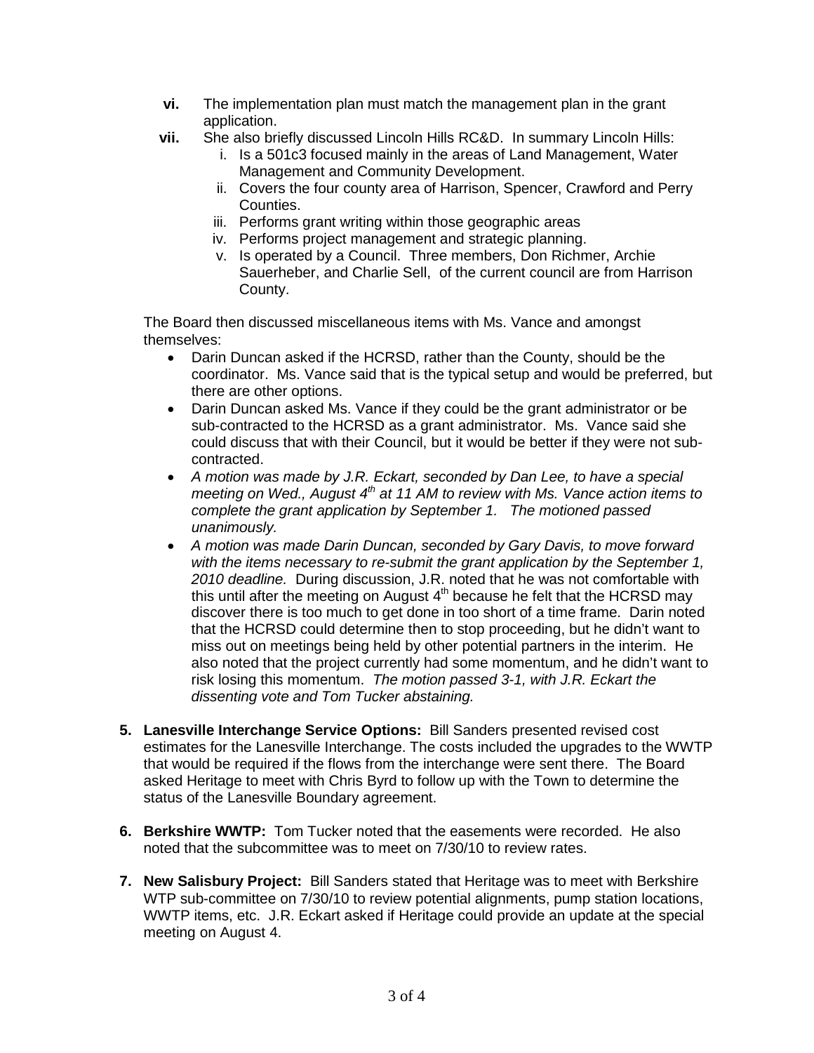- **vi.** The implementation plan must match the management plan in the grant application.
   - **vii.** She also briefly discussed Lincoln Hills RC&D. In summary Lincoln Hills:
      - i. Is a 501c3 focused mainly in the areas of Land Management, Water Management and Community Development.
      - ii. Covers the four county area of Harrison, Spencer, Crawford and Perry Counties.
      - iii. Performs grant writing within those geographic areas
      - iv. Performs project management and strategic planning.
      - v. Is operated by a Council. Three members, Don Richmer, Archie Sauerheber, and Charlie Sell, of the current council are from Harrison County.

The Board then discussed miscellaneous items with Ms. Vance and amongst themselves:

- Darin Duncan asked if the HCRSD, rather than the County, should be the coordinator. Ms. Vance said that is the typical setup and would be preferred, but there are other options.
- Darin Duncan asked Ms. Vance if they could be the grant administrator or be sub-contracted to the HCRSD as a grant administrator. Ms. Vance said she could discuss that with their Council, but it would be better if they were not sub-contracted.
- *A motion was made by J.R. Eckart, seconded by Dan Lee, to have a special meeting on Wed., August 4th at 11 AM to review with Ms. Vance action items to complete the grant application by September 1. The motioned passed unanimously.*
- *A motion was made Darin Duncan, seconded by Gary Davis, to move forward with the items necessary to re-submit the grant application by the September 1, 2010 deadline.* During discussion, J.R. noted that he was not comfortable with this until after the meeting on August 4th because he felt that the HCRSD may discover there is too much to get done in too short of a time frame. Darin noted that the HCRSD could determine then to stop proceeding, but he didn't want to miss out on meetings being held by other potential partners in the interim. He also noted that the project currently had some momentum, and he didn't want to risk losing this momentum. *The motion passed 3-1, with J.R. Eckart the dissenting vote and Tom Tucker abstaining.*

5. **Lanesville Interchange Service Options:** Bill Sanders presented revised cost estimates for the Lanesville Interchange. The costs included the upgrades to the WWTP that would be required if the flows from the interchange were sent there. The Board asked Heritage to meet with Chris Byrd to follow up with the Town to determine the status of the Lanesville Boundary agreement.

6. **Berkshire WWTP:** Tom Tucker noted that the easements were recorded. He also noted that the subcommittee was to meet on 7/30/10 to review rates.

7. **New Salisbury Project:** Bill Sanders stated that Heritage was to meet with Berkshire WTP sub-committee on 7/30/10 to review potential alignments, pump station locations, WWTP items, etc. J.R. Eckart asked if Heritage could provide an update at the special meeting on August 4.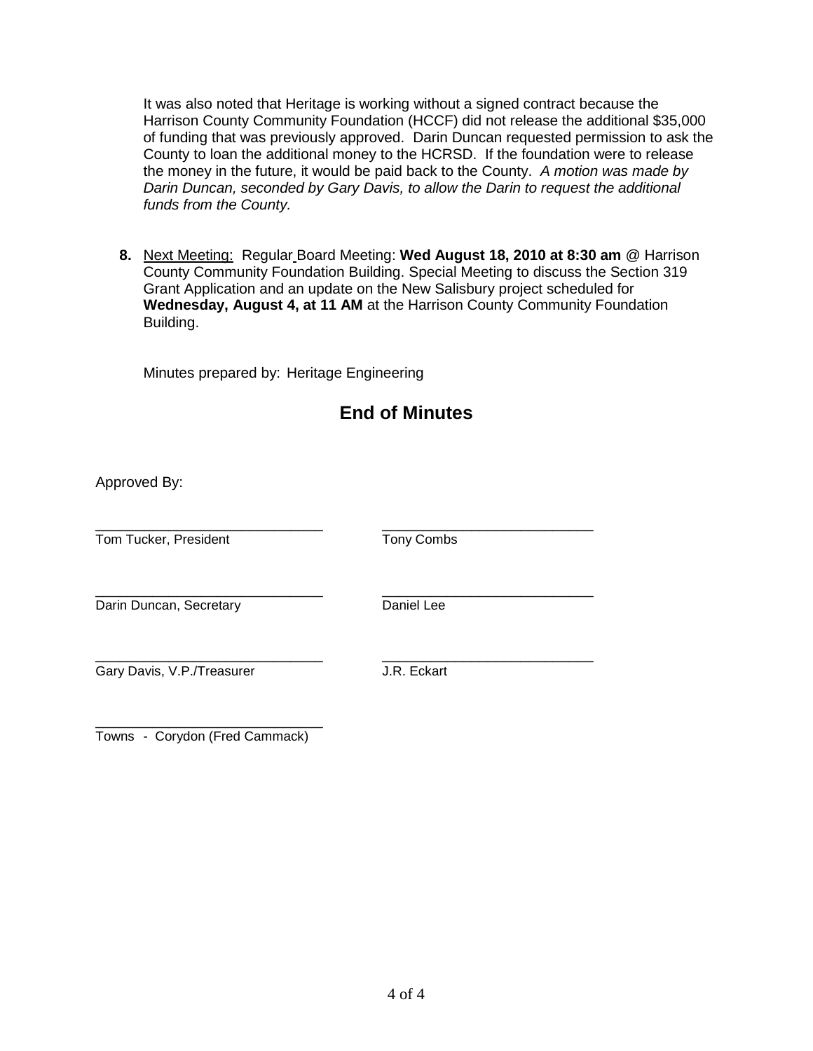It was also noted that Heritage is working without a signed contract because the Harrison County Community Foundation (HCCF) did not release the additional $35,000 of funding that was previously approved. Darin Duncan requested permission to ask the County to loan the additional money to the HCRSD. If the foundation were to release the money in the future, it would be paid back to the County. *A motion was made by Darin Duncan, seconded by Gary Davis, to allow the Darin to request the additional funds from the County.*

**8.** Next Meeting: Regular Board Meeting: **Wed August 18, 2010 at 8:30 am** @ Harrison County Community Foundation Building. Special Meeting to discuss the Section 319 Grant Application and an update on the New Salisbury project scheduled for **Wednesday, August 4, at 11 AM** at the Harrison County Community Foundation Building.

Minutes prepared by: Heritage Engineering

## End of Minutes

Approved By:

| | |
|---|---|
| ____________________________ | ____________________________ |
| Tom Tucker, President | Tony Combs |
| ____________________________ | ____________________________ |
| Darin Duncan, Secretary | Daniel Lee |
| ____________________________ | ____________________________ |
| Gary Davis, V.P./Treasurer | J.R. Eckart |
| ____________________________ | |
| Towns - Corydon (Fred Cammack) | |